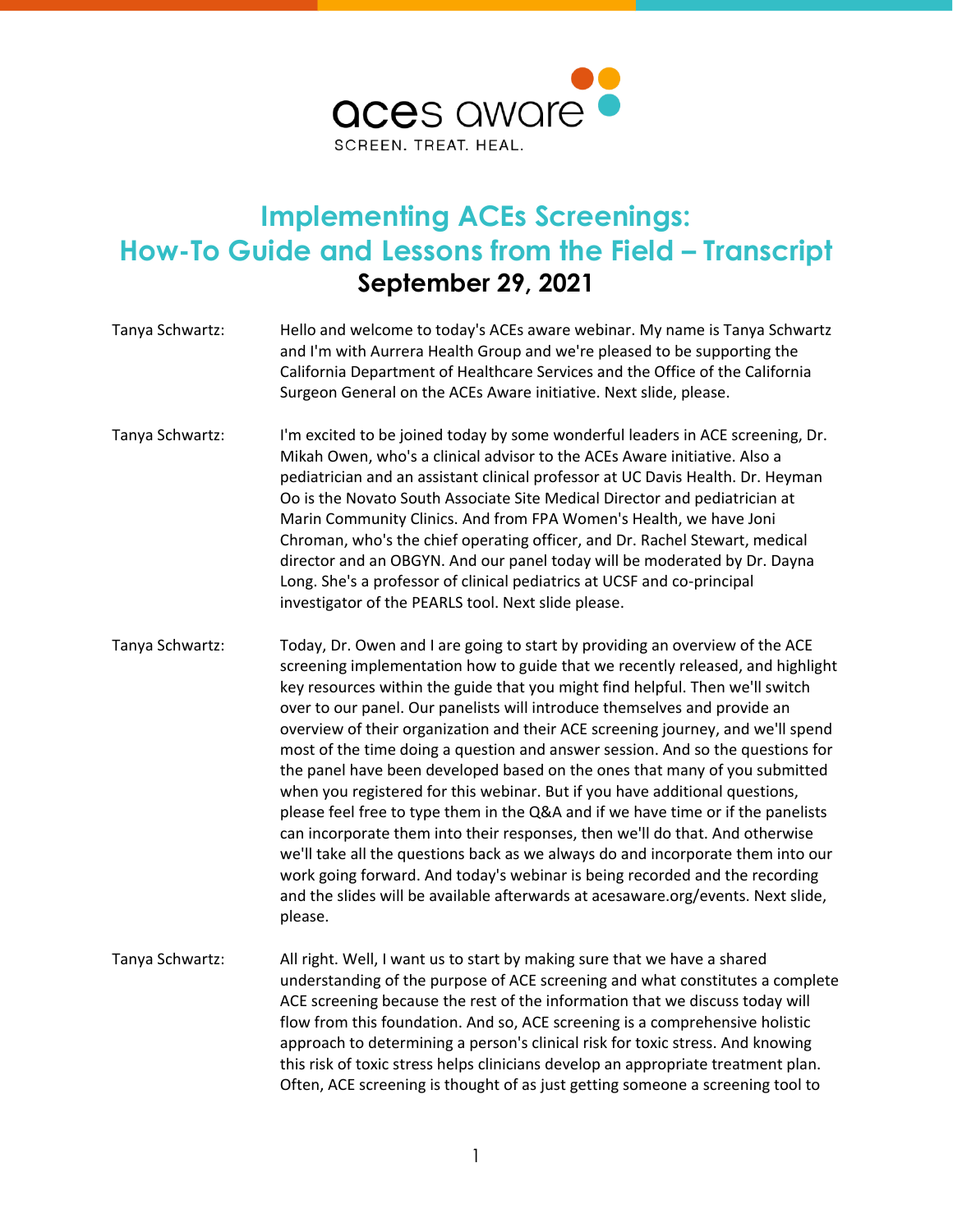aces aware

SCREEN. TREAT. HEAL.

# Implementing ACEs Screenings: How-To Guide and Lessons from the Field – Transcript

## September 29, 2021

| | |
|---|---|
| Tanya Schwartz: | Hello and welcome to today's ACEs aware webinar. My name is Tanya Schwartz and I'm with Aurrera Health Group and we're pleased to be supporting the California Department of Healthcare Services and the Office of the California Surgeon General on the ACEs Aware initiative. Next slide, please. |
| Tanya Schwartz: | I'm excited to be joined today by some wonderful leaders in ACE screening, Dr. Mikah Owen, who's a clinical advisor to the ACEs Aware initiative. Also a pediatrician and an assistant clinical professor at UC Davis Health. Dr. Heyman Oo is the Novato South Associate Site Medical Director and pediatrician at Marin Community Clinics. And from FPA Women's Health, we have Joni Chroman, who's the chief operating officer, and Dr. Rachel Stewart, medical director and an OBGYN. And our panel today will be moderated by Dr. Dayna Long. She's a professor of clinical pediatrics at UCSF and co-principal investigator of the PEARLS tool. Next slide please. |
| Tanya Schwartz: | Today, Dr. Owen and I are going to start by providing an overview of the ACE screening implementation how to guide that we recently released, and highlight key resources within the guide that you might find helpful. Then we'll switch over to our panel. Our panelists will introduce themselves and provide an overview of their organization and their ACE screening journey, and we'll spend most of the time doing a question and answer session. And so the questions for the panel have been developed based on the ones that many of you submitted when you registered for this webinar. But if you have additional questions, please feel free to type them in the Q&A and if we have time or if the panelists can incorporate them into their responses, then we'll do that. And otherwise we'll take all the questions back as we always do and incorporate them into our work going forward. And today's webinar is being recorded and the recording and the slides will be available afterwards at acesaware.org/events. Next slide, please. |
| Tanya Schwartz: | All right. Well, I want us to start by making sure that we have a shared understanding of the purpose of ACE screening and what constitutes a complete ACE screening because the rest of the information that we discuss today will flow from this foundation. And so, ACE screening is a comprehensive holistic approach to determining a person's clinical risk for toxic stress. And knowing this risk of toxic stress helps clinicians develop an appropriate treatment plan. Often, ACE screening is thought of as just getting someone a screening tool to |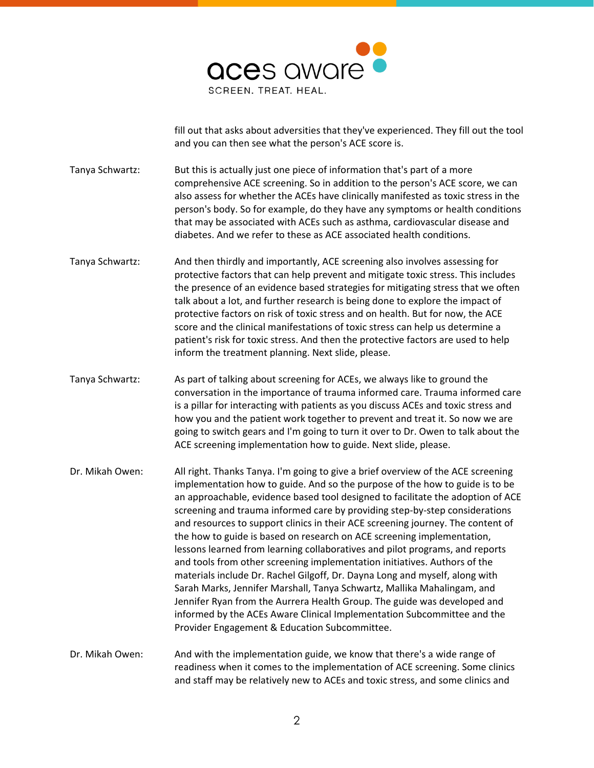fill out that asks about adversities that they've experienced. They fill out the tool and you can then see what the person's ACE score is.

Tanya Schwartz: But this is actually just one piece of information that's part of a more comprehensive ACE screening. So in addition to the person's ACE score, we can also assess for whether the ACEs have clinically manifested as toxic stress in the person's body. So for example, do they have any symptoms or health conditions that may be associated with ACEs such as asthma, cardiovascular disease and diabetes. And we refer to these as ACE associated health conditions.

Tanya Schwartz: And then thirdly and importantly, ACE screening also involves assessing for protective factors that can help prevent and mitigate toxic stress. This includes the presence of an evidence based strategies for mitigating stress that we often talk about a lot, and further research is being done to explore the impact of protective factors on risk of toxic stress and on health. But for now, the ACE score and the clinical manifestations of toxic stress can help us determine a patient's risk for toxic stress. And then the protective factors are used to help inform the treatment planning. Next slide, please.

Tanya Schwartz: As part of talking about screening for ACEs, we always like to ground the conversation in the importance of trauma informed care. Trauma informed care is a pillar for interacting with patients as you discuss ACEs and toxic stress and how you and the patient work together to prevent and treat it. So now we are going to switch gears and I'm going to turn it over to Dr. Owen to talk about the ACE screening implementation how to guide. Next slide, please.

Dr. Mikah Owen: All right. Thanks Tanya. I'm going to give a brief overview of the ACE screening implementation how to guide. And so the purpose of the how to guide is to be an approachable, evidence based tool designed to facilitate the adoption of ACE screening and trauma informed care by providing step-by-step considerations and resources to support clinics in their ACE screening journey. The content of the how to guide is based on research on ACE screening implementation, lessons learned from learning collaboratives and pilot programs, and reports and tools from other screening implementation initiatives. Authors of the materials include Dr. Rachel Gilgoff, Dr. Dayna Long and myself, along with Sarah Marks, Jennifer Marshall, Tanya Schwartz, Mallika Mahalingam, and Jennifer Ryan from the Aurrera Health Group. The guide was developed and informed by the ACEs Aware Clinical Implementation Subcommittee and the Provider Engagement & Education Subcommittee.

Dr. Mikah Owen: And with the implementation guide, we know that there's a wide range of readiness when it comes to the implementation of ACE screening. Some clinics and staff may be relatively new to ACEs and toxic stress, and some clinics and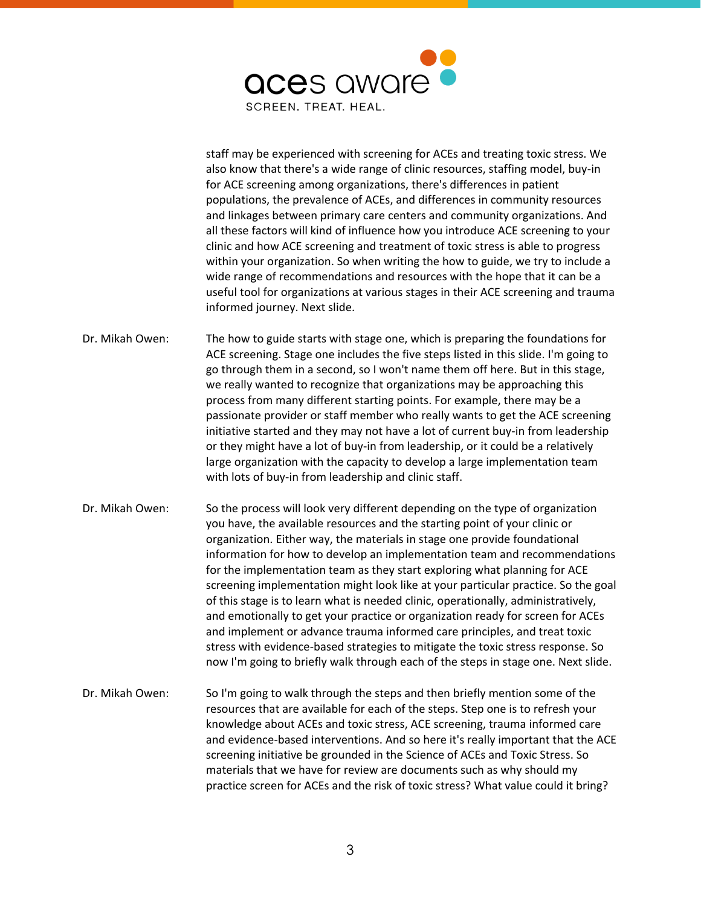staff may be experienced with screening for ACEs and treating toxic stress. We also know that there's a wide range of clinic resources, staffing model, buy-in for ACE screening among organizations, there's differences in patient populations, the prevalence of ACEs, and differences in community resources and linkages between primary care centers and community organizations. And all these factors will kind of influence how you introduce ACE screening to your clinic and how ACE screening and treatment of toxic stress is able to progress within your organization. So when writing the how to guide, we try to include a wide range of recommendations and resources with the hope that it can be a useful tool for organizations at various stages in their ACE screening and trauma informed journey. Next slide.

Dr. Mikah Owen: The how to guide starts with stage one, which is preparing the foundations for ACE screening. Stage one includes the five steps listed in this slide. I'm going to go through them in a second, so I won't name them off here. But in this stage, we really wanted to recognize that organizations may be approaching this process from many different starting points. For example, there may be a passionate provider or staff member who really wants to get the ACE screening initiative started and they may not have a lot of current buy-in from leadership or they might have a lot of buy-in from leadership, or it could be a relatively large organization with the capacity to develop a large implementation team with lots of buy-in from leadership and clinic staff.

Dr. Mikah Owen: So the process will look very different depending on the type of organization you have, the available resources and the starting point of your clinic or organization. Either way, the materials in stage one provide foundational information for how to develop an implementation team and recommendations for the implementation team as they start exploring what planning for ACE screening implementation might look like at your particular practice. So the goal of this stage is to learn what is needed clinic, operationally, administratively, and emotionally to get your practice or organization ready for screen for ACEs and implement or advance trauma informed care principles, and treat toxic stress with evidence-based strategies to mitigate the toxic stress response. So now I'm going to briefly walk through each of the steps in stage one. Next slide.

Dr. Mikah Owen: So I'm going to walk through the steps and then briefly mention some of the resources that are available for each of the steps. Step one is to refresh your knowledge about ACEs and toxic stress, ACE screening, trauma informed care and evidence-based interventions. And so here it's really important that the ACE screening initiative be grounded in the Science of ACEs and Toxic Stress. So materials that we have for review are documents such as why should my practice screen for ACEs and the risk of toxic stress? What value could it bring?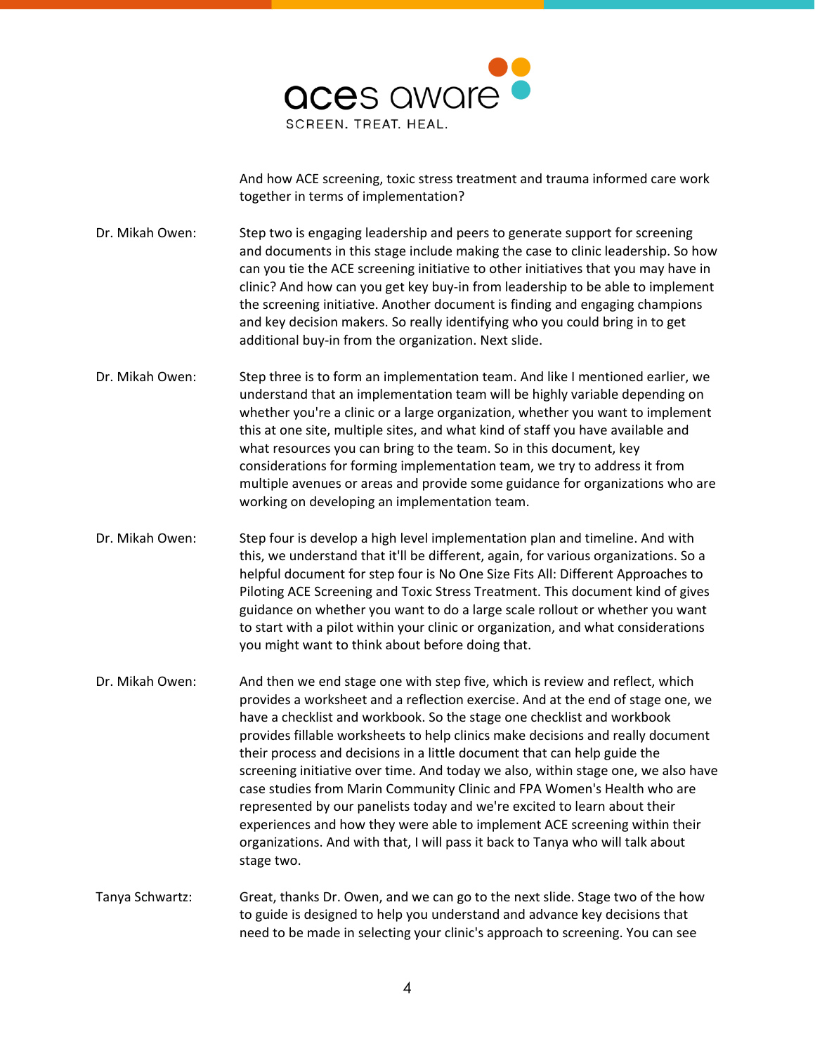And how ACE screening, toxic stress treatment and trauma informed care work together in terms of implementation?

Dr. Mikah Owen: Step two is engaging leadership and peers to generate support for screening and documents in this stage include making the case to clinic leadership. So how can you tie the ACE screening initiative to other initiatives that you may have in clinic? And how can you get key buy-in from leadership to be able to implement the screening initiative. Another document is finding and engaging champions and key decision makers. So really identifying who you could bring in to get additional buy-in from the organization. Next slide.

Dr. Mikah Owen: Step three is to form an implementation team. And like I mentioned earlier, we understand that an implementation team will be highly variable depending on whether you're a clinic or a large organization, whether you want to implement this at one site, multiple sites, and what kind of staff you have available and what resources you can bring to the team. So in this document, key considerations for forming implementation team, we try to address it from multiple avenues or areas and provide some guidance for organizations who are working on developing an implementation team.

Dr. Mikah Owen: Step four is develop a high level implementation plan and timeline. And with this, we understand that it'll be different, again, for various organizations. So a helpful document for step four is No One Size Fits All: Different Approaches to Piloting ACE Screening and Toxic Stress Treatment. This document kind of gives guidance on whether you want to do a large scale rollout or whether you want to start with a pilot within your clinic or organization, and what considerations you might want to think about before doing that.

Dr. Mikah Owen: And then we end stage one with step five, which is review and reflect, which provides a worksheet and a reflection exercise. And at the end of stage one, we have a checklist and workbook. So the stage one checklist and workbook provides fillable worksheets to help clinics make decisions and really document their process and decisions in a little document that can help guide the screening initiative over time. And today we also, within stage one, we also have case studies from Marin Community Clinic and FPA Women's Health who are represented by our panelists today and we're excited to learn about their experiences and how they were able to implement ACE screening within their organizations. And with that, I will pass it back to Tanya who will talk about stage two.

Tanya Schwartz: Great, thanks Dr. Owen, and we can go to the next slide. Stage two of the how to guide is designed to help you understand and advance key decisions that need to be made in selecting your clinic's approach to screening. You can see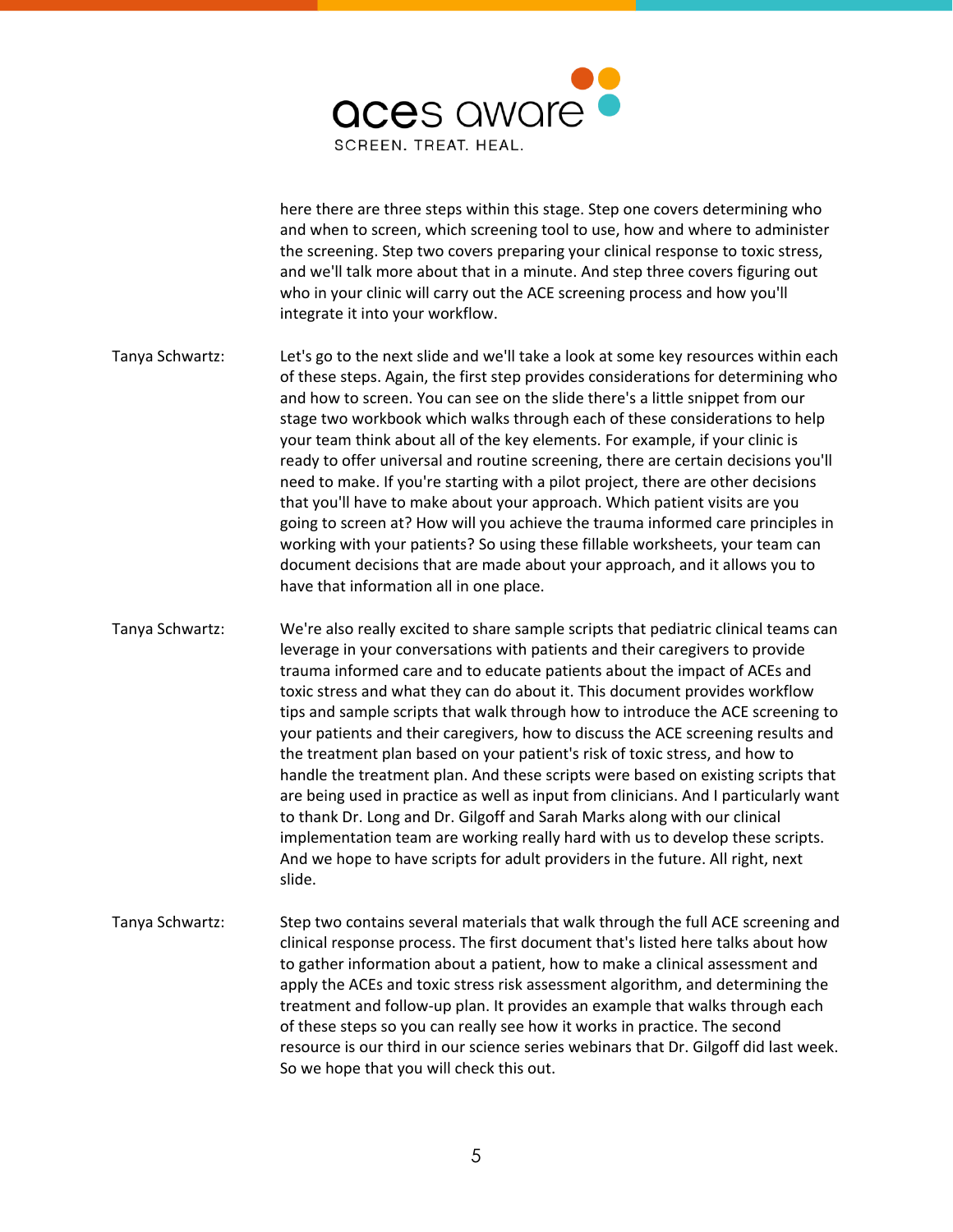here there are three steps within this stage. Step one covers determining who and when to screen, which screening tool to use, how and where to administer the screening. Step two covers preparing your clinical response to toxic stress, and we'll talk more about that in a minute. And step three covers figuring out who in your clinic will carry out the ACE screening process and how you'll integrate it into your workflow.

Tanya Schwartz: Let's go to the next slide and we'll take a look at some key resources within each of these steps. Again, the first step provides considerations for determining who and how to screen. You can see on the slide there's a little snippet from our stage two workbook which walks through each of these considerations to help your team think about all of the key elements. For example, if your clinic is ready to offer universal and routine screening, there are certain decisions you'll need to make. If you're starting with a pilot project, there are other decisions that you'll have to make about your approach. Which patient visits are you going to screen at? How will you achieve the trauma informed care principles in working with your patients? So using these fillable worksheets, your team can document decisions that are made about your approach, and it allows you to have that information all in one place.

Tanya Schwartz: We're also really excited to share sample scripts that pediatric clinical teams can leverage in your conversations with patients and their caregivers to provide trauma informed care and to educate patients about the impact of ACEs and toxic stress and what they can do about it. This document provides workflow tips and sample scripts that walk through how to introduce the ACE screening to your patients and their caregivers, how to discuss the ACE screening results and the treatment plan based on your patient's risk of toxic stress, and how to handle the treatment plan. And these scripts were based on existing scripts that are being used in practice as well as input from clinicians. And I particularly want to thank Dr. Long and Dr. Gilgoff and Sarah Marks along with our clinical implementation team are working really hard with us to develop these scripts. And we hope to have scripts for adult providers in the future. All right, next slide.

Tanya Schwartz: Step two contains several materials that walk through the full ACE screening and clinical response process. The first document that's listed here talks about how to gather information about a patient, how to make a clinical assessment and apply the ACEs and toxic stress risk assessment algorithm, and determining the treatment and follow-up plan. It provides an example that walks through each of these steps so you can really see how it works in practice. The second resource is our third in our science series webinars that Dr. Gilgoff did last week. So we hope that you will check this out.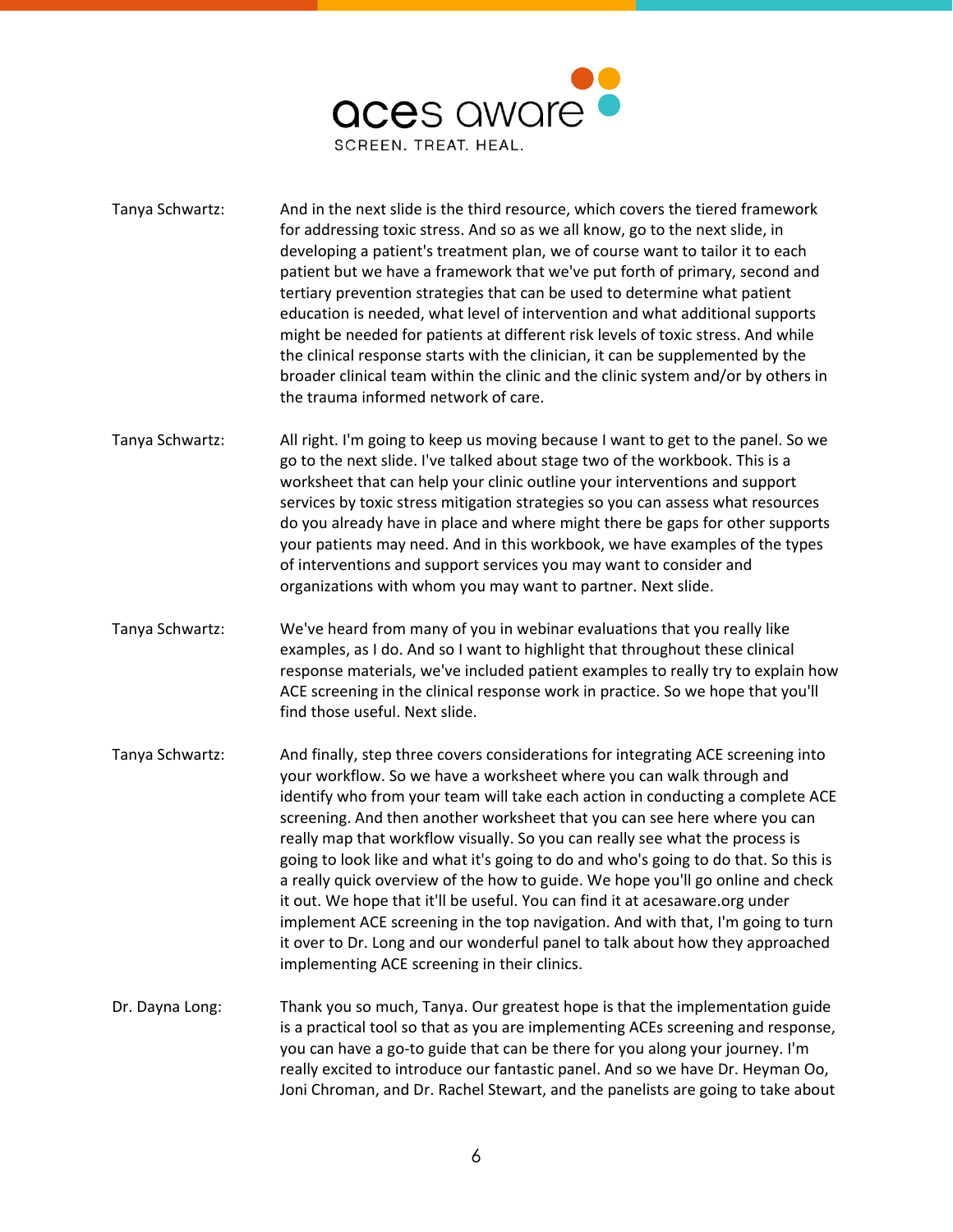Tanya Schwartz: And in the next slide is the third resource, which covers the tiered framework for addressing toxic stress. And so as we all know, go to the next slide, in developing a patient's treatment plan, we of course want to tailor it to each patient but we have a framework that we've put forth of primary, second and tertiary prevention strategies that can be used to determine what patient education is needed, what level of intervention and what additional supports might be needed for patients at different risk levels of toxic stress. And while the clinical response starts with the clinician, it can be supplemented by the broader clinical team within the clinic and the clinic system and/or by others in the trauma informed network of care.

Tanya Schwartz: All right. I'm going to keep us moving because I want to get to the panel. So we go to the next slide. I've talked about stage two of the workbook. This is a worksheet that can help your clinic outline your interventions and support services by toxic stress mitigation strategies so you can assess what resources do you already have in place and where might there be gaps for other supports your patients may need. And in this workbook, we have examples of the types of interventions and support services you may want to consider and organizations with whom you may want to partner. Next slide.

Tanya Schwartz: We've heard from many of you in webinar evaluations that you really like examples, as I do. And so I want to highlight that throughout these clinical response materials, we've included patient examples to really try to explain how ACE screening in the clinical response work in practice. So we hope that you'll find those useful. Next slide.

Tanya Schwartz: And finally, step three covers considerations for integrating ACE screening into your workflow. So we have a worksheet where you can walk through and identify who from your team will take each action in conducting a complete ACE screening. And then another worksheet that you can see here where you can really map that workflow visually. So you can really see what the process is going to look like and what it's going to do and who's going to do that. So this is a really quick overview of the how to guide. We hope you'll go online and check it out. We hope that it'll be useful. You can find it at acesaware.org under implement ACE screening in the top navigation. And with that, I'm going to turn it over to Dr. Long and our wonderful panel to talk about how they approached implementing ACE screening in their clinics.

Dr. Dayna Long: Thank you so much, Tanya. Our greatest hope is that the implementation guide is a practical tool so that as you are implementing ACEs screening and response, you can have a go-to guide that can be there for you along your journey. I'm really excited to introduce our fantastic panel. And so we have Dr. Heyman Oo, Joni Chroman, and Dr. Rachel Stewart, and the panelists are going to take about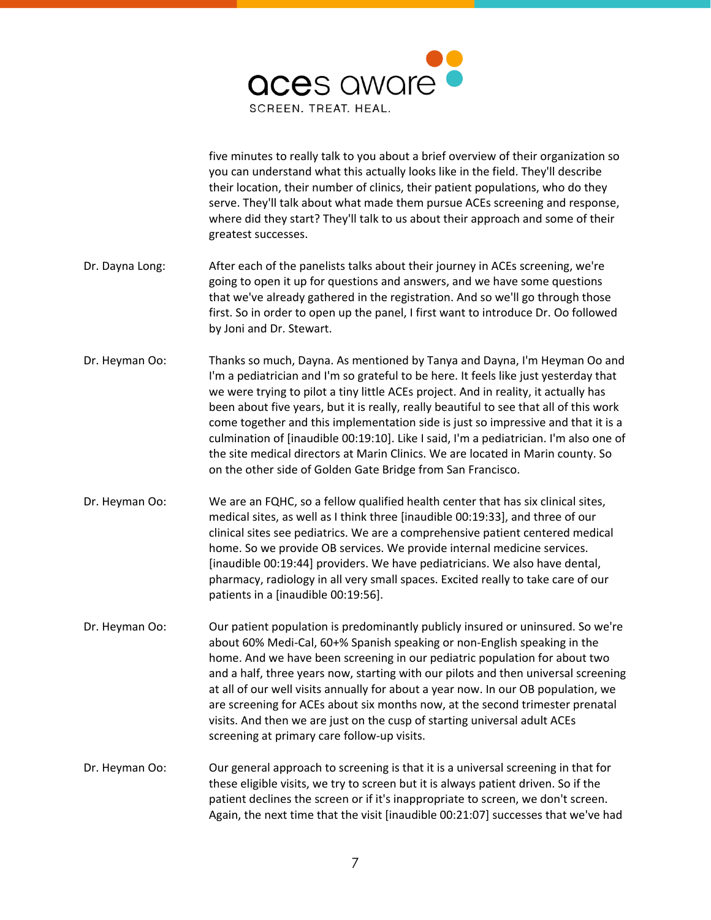five minutes to really talk to you about a brief overview of their organization so you can understand what this actually looks like in the field. They'll describe their location, their number of clinics, their patient populations, who do they serve. They'll talk about what made them pursue ACEs screening and response, where did they start? They'll talk to us about their approach and some of their greatest successes.

Dr. Dayna Long: After each of the panelists talks about their journey in ACEs screening, we're going to open it up for questions and answers, and we have some questions that we've already gathered in the registration. And so we'll go through those first. So in order to open up the panel, I first want to introduce Dr. Oo followed by Joni and Dr. Stewart.

Dr. Heyman Oo: Thanks so much, Dayna. As mentioned by Tanya and Dayna, I'm Heyman Oo and I'm a pediatrician and I'm so grateful to be here. It feels like just yesterday that we were trying to pilot a tiny little ACEs project. And in reality, it actually has been about five years, but it is really, really beautiful to see that all of this work come together and this implementation side is just so impressive and that it is a culmination of [inaudible 00:19:10]. Like I said, I'm a pediatrician. I'm also one of the site medical directors at Marin Clinics. We are located in Marin county. So on the other side of Golden Gate Bridge from San Francisco.

Dr. Heyman Oo: We are an FQHC, so a fellow qualified health center that has six clinical sites, medical sites, as well as I think three [inaudible 00:19:33], and three of our clinical sites see pediatrics. We are a comprehensive patient centered medical home. So we provide OB services. We provide internal medicine services. [inaudible 00:19:44] providers. We have pediatricians. We also have dental, pharmacy, radiology in all very small spaces. Excited really to take care of our patients in a [inaudible 00:19:56].

Dr. Heyman Oo: Our patient population is predominantly publicly insured or uninsured. So we're about 60% Medi-Cal, 60+% Spanish speaking or non-English speaking in the home. And we have been screening in our pediatric population for about two and a half, three years now, starting with our pilots and then universal screening at all of our well visits annually for about a year now. In our OB population, we are screening for ACEs about six months now, at the second trimester prenatal visits. And then we are just on the cusp of starting universal adult ACEs screening at primary care follow-up visits.

Dr. Heyman Oo: Our general approach to screening is that it is a universal screening in that for these eligible visits, we try to screen but it is always patient driven. So if the patient declines the screen or if it's inappropriate to screen, we don't screen. Again, the next time that the visit [inaudible 00:21:07] successes that we've had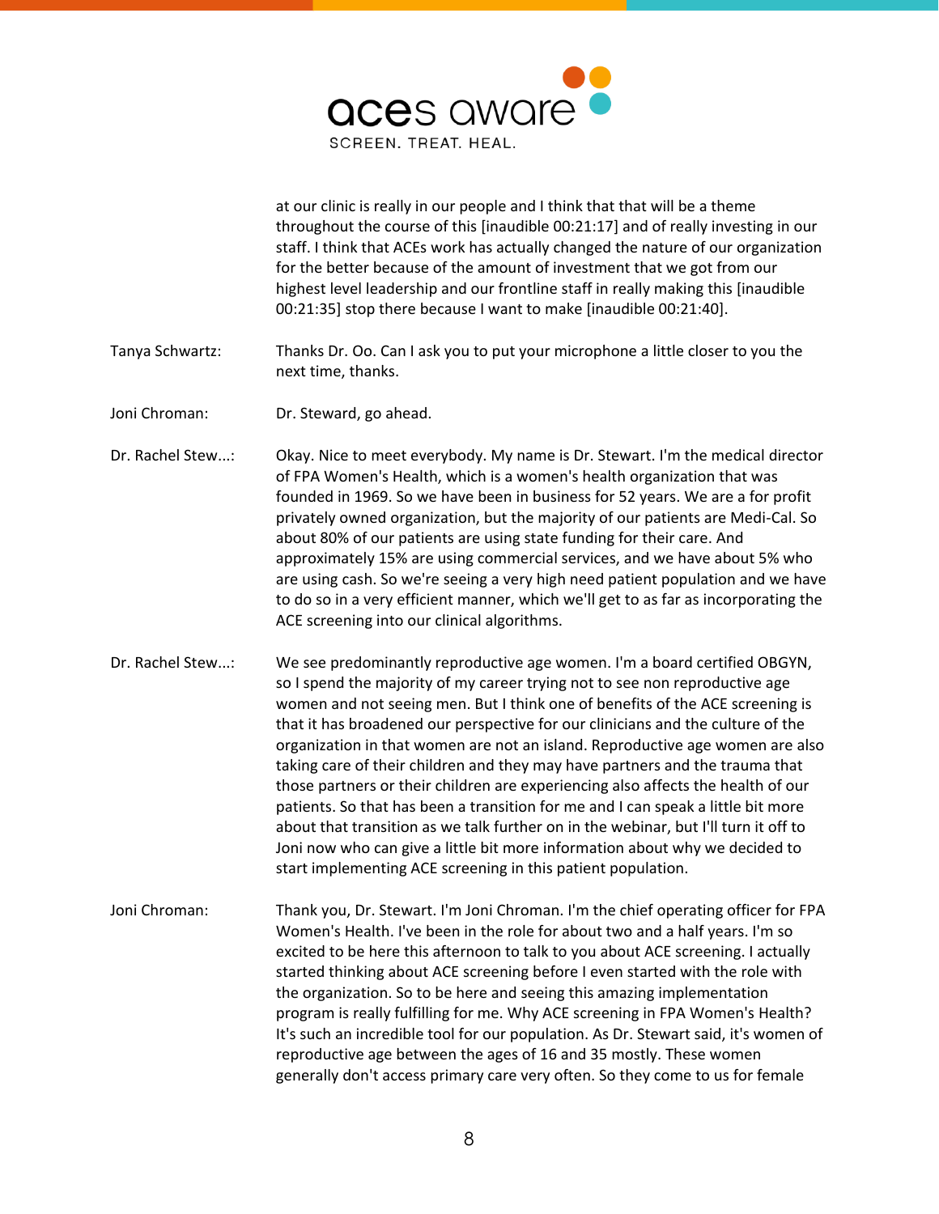at our clinic is really in our people and I think that that will be a theme throughout the course of this [inaudible 00:21:17] and of really investing in our staff. I think that ACEs work has actually changed the nature of our organization for the better because of the amount of investment that we got from our highest level leadership and our frontline staff in really making this [inaudible 00:21:35] stop there because I want to make [inaudible 00:21:40].

Tanya Schwartz: Thanks Dr. Oo. Can I ask you to put your microphone a little closer to you the next time, thanks.

Joni Chroman: Dr. Steward, go ahead.

Dr. Rachel Stew...: Okay. Nice to meet everybody. My name is Dr. Stewart. I'm the medical director of FPA Women's Health, which is a women's health organization that was founded in 1969. So we have been in business for 52 years. We are a for profit privately owned organization, but the majority of our patients are Medi-Cal. So about 80% of our patients are using state funding for their care. And approximately 15% are using commercial services, and we have about 5% who are using cash. So we're seeing a very high need patient population and we have to do so in a very efficient manner, which we'll get to as far as incorporating the ACE screening into our clinical algorithms.

Dr. Rachel Stew...: We see predominantly reproductive age women. I'm a board certified OBGYN, so I spend the majority of my career trying not to see non reproductive age women and not seeing men. But I think one of benefits of the ACE screening is that it has broadened our perspective for our clinicians and the culture of the organization in that women are not an island. Reproductive age women are also taking care of their children and they may have partners and the trauma that those partners or their children are experiencing also affects the health of our patients. So that has been a transition for me and I can speak a little bit more about that transition as we talk further on in the webinar, but I'll turn it off to Joni now who can give a little bit more information about why we decided to start implementing ACE screening in this patient population.

Joni Chroman: Thank you, Dr. Stewart. I'm Joni Chroman. I'm the chief operating officer for FPA Women's Health. I've been in the role for about two and a half years. I'm so excited to be here this afternoon to talk to you about ACE screening. I actually started thinking about ACE screening before I even started with the role with the organization. So to be here and seeing this amazing implementation program is really fulfilling for me. Why ACE screening in FPA Women's Health? It's such an incredible tool for our population. As Dr. Stewart said, it's women of reproductive age between the ages of 16 and 35 mostly. These women generally don't access primary care very often. So they come to us for female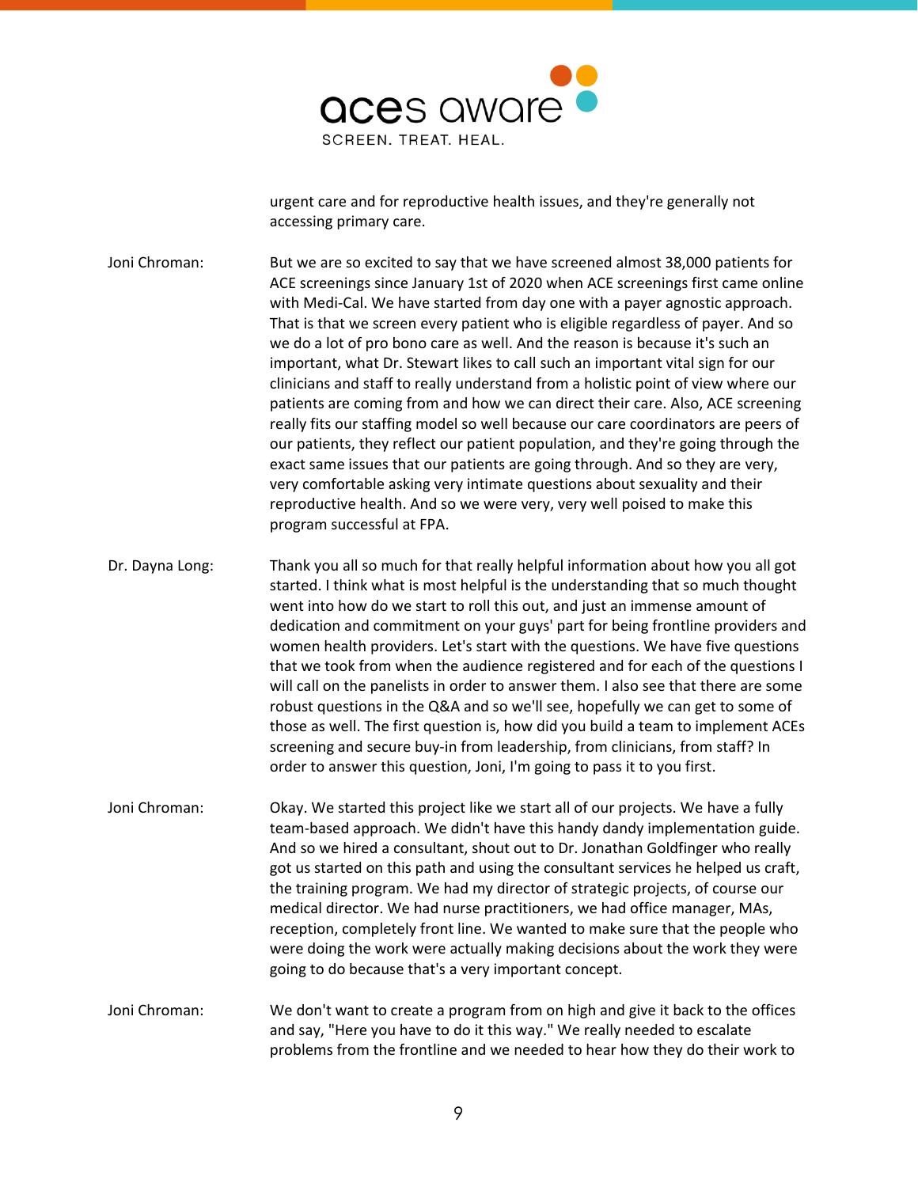urgent care and for reproductive health issues, and they're generally not accessing primary care.

Joni Chroman: But we are so excited to say that we have screened almost 38,000 patients for ACE screenings since January 1st of 2020 when ACE screenings first came online with Medi-Cal. We have started from day one with a payer agnostic approach. That is that we screen every patient who is eligible regardless of payer. And so we do a lot of pro bono care as well. And the reason is because it's such an important, what Dr. Stewart likes to call such an important vital sign for our clinicians and staff to really understand from a holistic point of view where our patients are coming from and how we can direct their care. Also, ACE screening really fits our staffing model so well because our care coordinators are peers of our patients, they reflect our patient population, and they're going through the exact same issues that our patients are going through. And so they are very, very comfortable asking very intimate questions about sexuality and their reproductive health. And so we were very, very well poised to make this program successful at FPA.

Dr. Dayna Long: Thank you all so much for that really helpful information about how you all got started. I think what is most helpful is the understanding that so much thought went into how do we start to roll this out, and just an immense amount of dedication and commitment on your guys' part for being frontline providers and women health providers. Let's start with the questions. We have five questions that we took from when the audience registered and for each of the questions I will call on the panelists in order to answer them. I also see that there are some robust questions in the Q&A and so we'll see, hopefully we can get to some of those as well. The first question is, how did you build a team to implement ACEs screening and secure buy-in from leadership, from clinicians, from staff? In order to answer this question, Joni, I'm going to pass it to you first.

Joni Chroman: Okay. We started this project like we start all of our projects. We have a fully team-based approach. We didn't have this handy dandy implementation guide. And so we hired a consultant, shout out to Dr. Jonathan Goldfinger who really got us started on this path and using the consultant services he helped us craft, the training program. We had my director of strategic projects, of course our medical director. We had nurse practitioners, we had office manager, MAs, reception, completely front line. We wanted to make sure that the people who were doing the work were actually making decisions about the work they were going to do because that's a very important concept.

Joni Chroman: We don't want to create a program from on high and give it back to the offices and say, "Here you have to do it this way." We really needed to escalate problems from the frontline and we needed to hear how they do their work to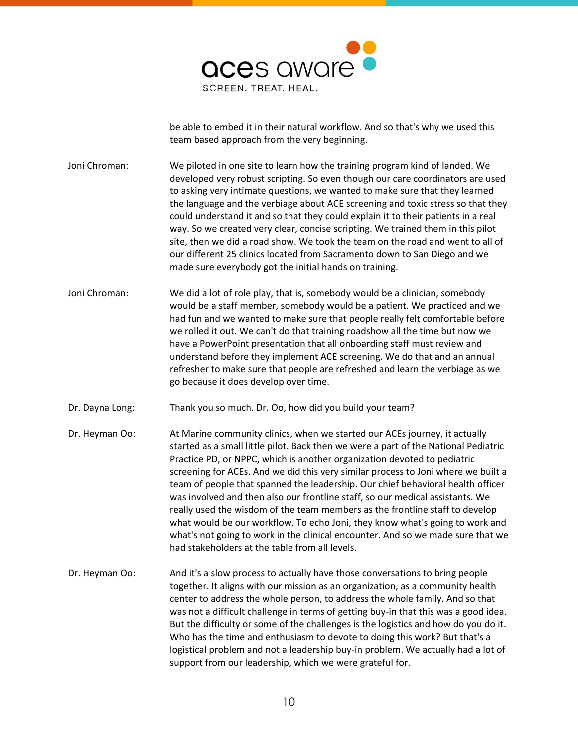be able to embed it in their natural workflow. And so that's why we used this team based approach from the very beginning.

Joni Chroman: We piloted in one site to learn how the training program kind of landed. We developed very robust scripting. So even though our care coordinators are used to asking very intimate questions, we wanted to make sure that they learned the language and the verbiage about ACE screening and toxic stress so that they could understand it and so that they could explain it to their patients in a real way. So we created very clear, concise scripting. We trained them in this pilot site, then we did a road show. We took the team on the road and went to all of our different 25 clinics located from Sacramento down to San Diego and we made sure everybody got the initial hands on training.

Joni Chroman: We did a lot of role play, that is, somebody would be a clinician, somebody would be a staff member, somebody would be a patient. We practiced and we had fun and we wanted to make sure that people really felt comfortable before we rolled it out. We can't do that training roadshow all the time but now we have a PowerPoint presentation that all onboarding staff must review and understand before they implement ACE screening. We do that and an annual refresher to make sure that people are refreshed and learn the verbiage as we go because it does develop over time.

Dr. Dayna Long: Thank you so much. Dr. Oo, how did you build your team?

Dr. Heyman Oo: At Marine community clinics, when we started our ACEs journey, it actually started as a small little pilot. Back then we were a part of the National Pediatric Practice PD, or NPPC, which is another organization devoted to pediatric screening for ACEs. And we did this very similar process to Joni where we built a team of people that spanned the leadership. Our chief behavioral health officer was involved and then also our frontline staff, so our medical assistants. We really used the wisdom of the team members as the frontline staff to develop what would be our workflow. To echo Joni, they know what's going to work and what's not going to work in the clinical encounter. And so we made sure that we had stakeholders at the table from all levels.

Dr. Heyman Oo: And it's a slow process to actually have those conversations to bring people together. It aligns with our mission as an organization, as a community health center to address the whole person, to address the whole family. And so that was not a difficult challenge in terms of getting buy-in that this was a good idea. But the difficulty or some of the challenges is the logistics and how do you do it. Who has the time and enthusiasm to devote to doing this work? But that's a logistical problem and not a leadership buy-in problem. We actually had a lot of support from our leadership, which we were grateful for.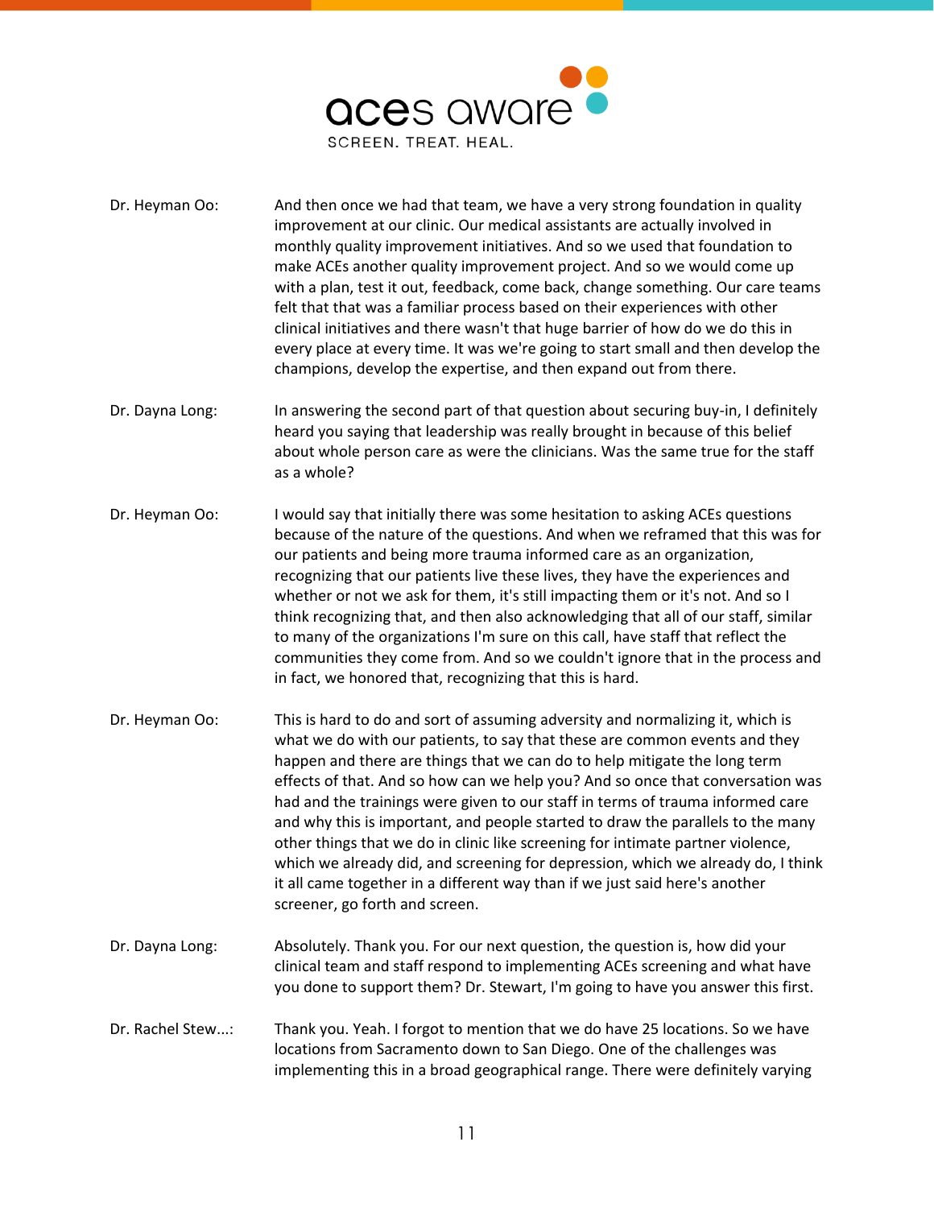Dr. Heyman Oo: And then once we had that team, we have a very strong foundation in quality improvement at our clinic. Our medical assistants are actually involved in monthly quality improvement initiatives. And so we used that foundation to make ACEs another quality improvement project. And so we would come up with a plan, test it out, feedback, come back, change something. Our care teams felt that that was a familiar process based on their experiences with other clinical initiatives and there wasn't that huge barrier of how do we do this in every place at every time. It was we're going to start small and then develop the champions, develop the expertise, and then expand out from there.

Dr. Dayna Long: In answering the second part of that question about securing buy-in, I definitely heard you saying that leadership was really brought in because of this belief about whole person care as were the clinicians. Was the same true for the staff as a whole?

Dr. Heyman Oo: I would say that initially there was some hesitation to asking ACEs questions because of the nature of the questions. And when we reframed that this was for our patients and being more trauma informed care as an organization, recognizing that our patients live these lives, they have the experiences and whether or not we ask for them, it's still impacting them or it's not. And so I think recognizing that, and then also acknowledging that all of our staff, similar to many of the organizations I'm sure on this call, have staff that reflect the communities they come from. And so we couldn't ignore that in the process and in fact, we honored that, recognizing that this is hard.

Dr. Heyman Oo: This is hard to do and sort of assuming adversity and normalizing it, which is what we do with our patients, to say that these are common events and they happen and there are things that we can do to help mitigate the long term effects of that. And so how can we help you? And so once that conversation was had and the trainings were given to our staff in terms of trauma informed care and why this is important, and people started to draw the parallels to the many other things that we do in clinic like screening for intimate partner violence, which we already did, and screening for depression, which we already do, I think it all came together in a different way than if we just said here's another screener, go forth and screen.

Dr. Dayna Long: Absolutely. Thank you. For our next question, the question is, how did your clinical team and staff respond to implementing ACEs screening and what have you done to support them? Dr. Stewart, I'm going to have you answer this first.

Dr. Rachel Stew...: Thank you. Yeah. I forgot to mention that we do have 25 locations. So we have locations from Sacramento down to San Diego. One of the challenges was implementing this in a broad geographical range. There were definitely varying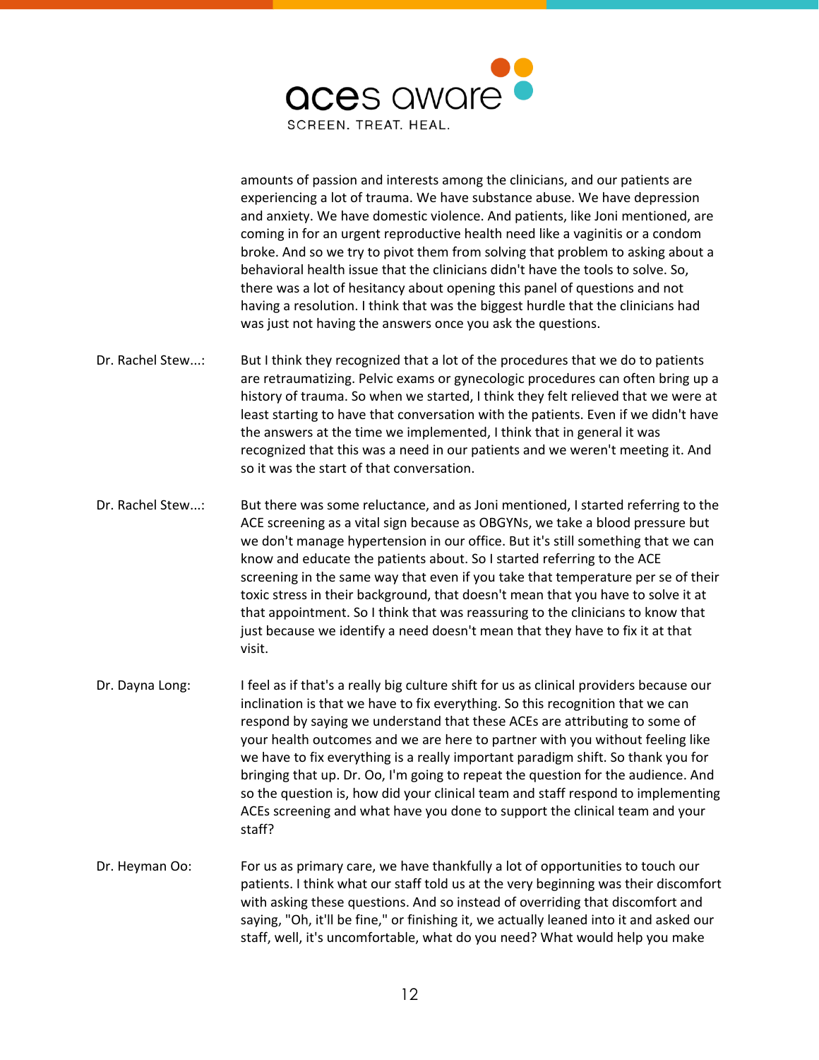amounts of passion and interests among the clinicians, and our patients are experiencing a lot of trauma. We have substance abuse. We have depression and anxiety. We have domestic violence. And patients, like Joni mentioned, are coming in for an urgent reproductive health need like a vaginitis or a condom broke. And so we try to pivot them from solving that problem to asking about a behavioral health issue that the clinicians didn't have the tools to solve. So, there was a lot of hesitancy about opening this panel of questions and not having a resolution. I think that was the biggest hurdle that the clinicians had was just not having the answers once you ask the questions.

**Dr. Rachel Stew...:** But I think they recognized that a lot of the procedures that we do to patients are retraumatizing. Pelvic exams or gynecologic procedures can often bring up a history of trauma. So when we started, I think they felt relieved that we were at least starting to have that conversation with the patients. Even if we didn't have the answers at the time we implemented, I think that in general it was recognized that this was a need in our patients and we weren't meeting it. And so it was the start of that conversation.

**Dr. Rachel Stew...:** But there was some reluctance, and as Joni mentioned, I started referring to the ACE screening as a vital sign because as OBGYNs, we take a blood pressure but we don't manage hypertension in our office. But it's still something that we can know and educate the patients about. So I started referring to the ACE screening in the same way that even if you take that temperature per se of their toxic stress in their background, that doesn't mean that you have to solve it at that appointment. So I think that was reassuring to the clinicians to know that just because we identify a need doesn't mean that they have to fix it at that visit.

**Dr. Dayna Long:** I feel as if that's a really big culture shift for us as clinical providers because our inclination is that we have to fix everything. So this recognition that we can respond by saying we understand that these ACEs are attributing to some of your health outcomes and we are here to partner with you without feeling like we have to fix everything is a really important paradigm shift. So thank you for bringing that up. Dr. Oo, I'm going to repeat the question for the audience. And so the question is, how did your clinical team and staff respond to implementing ACEs screening and what have you done to support the clinical team and your staff?

**Dr. Heyman Oo:** For us as primary care, we have thankfully a lot of opportunities to touch our patients. I think what our staff told us at the very beginning was their discomfort with asking these questions. And so instead of overriding that discomfort and saying, "Oh, it'll be fine," or finishing it, we actually leaned into it and asked our staff, well, it's uncomfortable, what do you need? What would help you make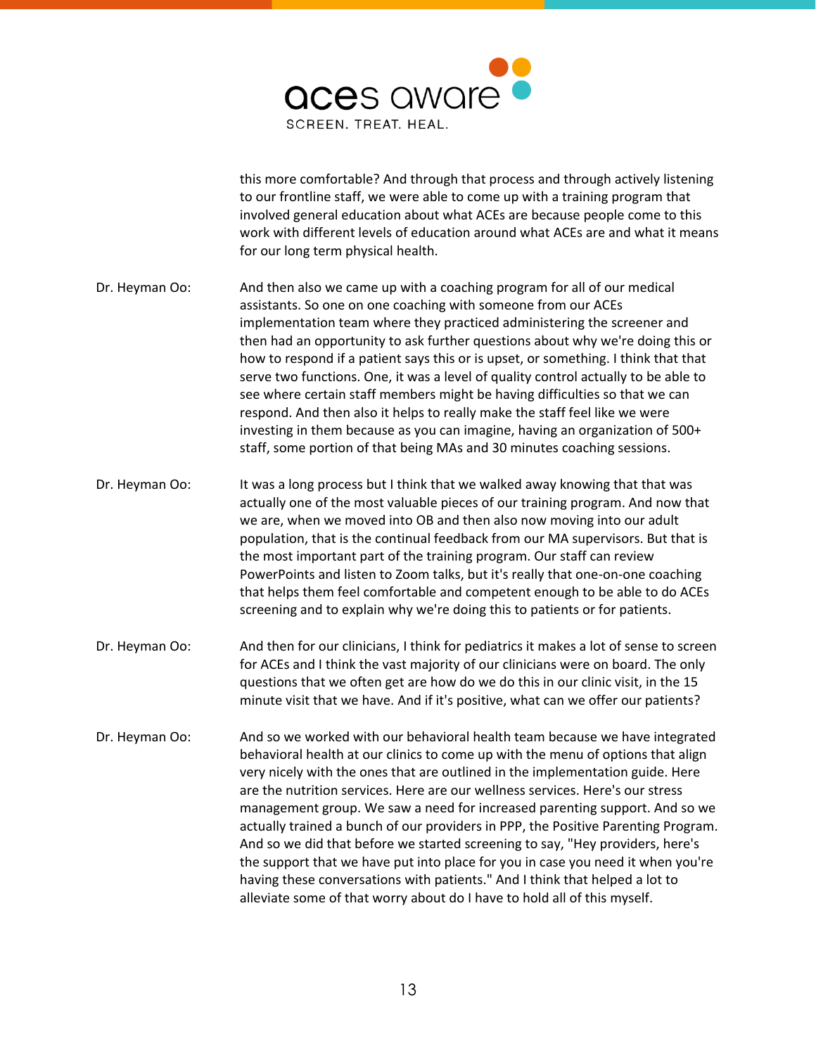this more comfortable? And through that process and through actively listening to our frontline staff, we were able to come up with a training program that involved general education about what ACEs are because people come to this work with different levels of education around what ACEs are and what it means for our long term physical health.

Dr. Heyman Oo: And then also we came up with a coaching program for all of our medical assistants. So one on one coaching with someone from our ACEs implementation team where they practiced administering the screener and then had an opportunity to ask further questions about why we're doing this or how to respond if a patient says this or is upset, or something. I think that serve two functions. One, it was a level of quality control actually to be able to see where certain staff members might be having difficulties so that we can respond. And then also it helps to really make the staff feel like we were investing in them because as you can imagine, having an organization of 500+ staff, some portion of that being MAs and 30 minutes coaching sessions.

Dr. Heyman Oo: It was a long process but I think that we walked away knowing that that was actually one of the most valuable pieces of our training program. And now that we are, when we moved into OB and then also now moving into our adult population, that is the continual feedback from our MA supervisors. But that is the most important part of the training program. Our staff can review PowerPoints and listen to Zoom talks, but it's really that one-on-one coaching that helps them feel comfortable and competent enough to be able to do ACEs screening and to explain why we're doing this to patients or for patients.

Dr. Heyman Oo: And then for our clinicians, I think for pediatrics it makes a lot of sense to screen for ACEs and I think the vast majority of our clinicians were on board. The only questions that we often get are how do we do this in our clinic visit, in the 15 minute visit that we have. And if it's positive, what can we offer our patients?

Dr. Heyman Oo: And so we worked with our behavioral health team because we have integrated behavioral health at our clinics to come up with the menu of options that align very nicely with the ones that are outlined in the implementation guide. Here are the nutrition services. Here are our wellness services. Here's our stress management group. We saw a need for increased parenting support. And so we actually trained a bunch of our providers in PPP, the Positive Parenting Program. And so we did that before we started screening to say, "Hey providers, here's the support that we have put into place for you in case you need it when you're having these conversations with patients." And I think that helped a lot to alleviate some of that worry about do I have to hold all of this myself.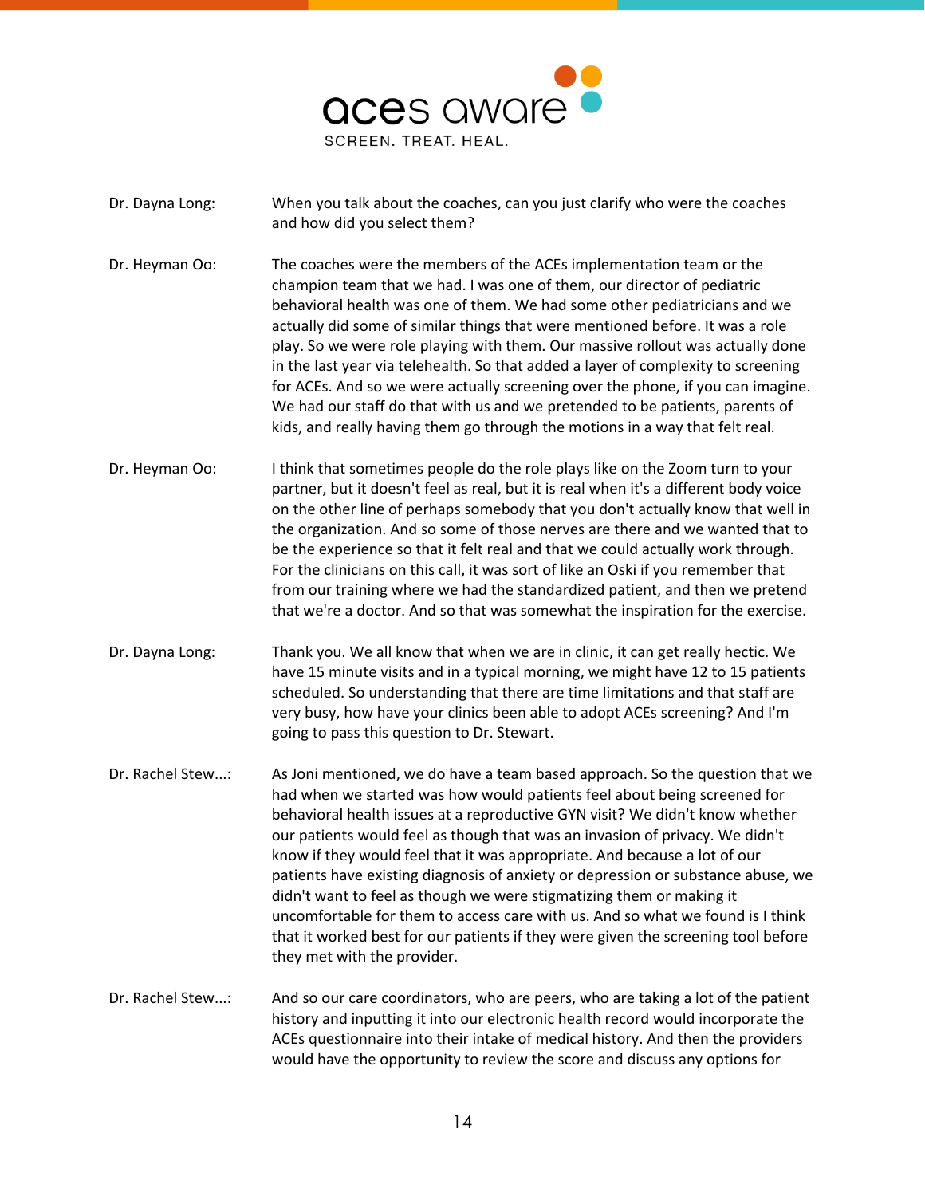**Dr. Dayna Long:** When you talk about the coaches, can you just clarify who were the coaches and how did you select them?

**Dr. Heyman Oo:** The coaches were the members of the ACEs implementation team or the champion team that we had. I was one of them, our director of pediatric behavioral health was one of them. We had some other pediatricians and we actually did some of similar things that were mentioned before. It was a role play. So we were role playing with them. Our massive rollout was actually done in the last year via telehealth. So that added a layer of complexity to screening for ACEs. And so we were actually screening over the phone, if you can imagine. We had our staff do that with us and we pretended to be patients, parents of kids, and really having them go through the motions in a way that felt real.

**Dr. Heyman Oo:** I think that sometimes people do the role plays like on the Zoom turn to your partner, but it doesn't feel as real, but it is real when it's a different body voice on the other line of perhaps somebody that you don't actually know that well in the organization. And so some of those nerves are there and we wanted that to be the experience so that it felt real and that we could actually work through. For the clinicians on this call, it was sort of like an Oski if you remember that from our training where we had the standardized patient, and then we pretend that we're a doctor. And so that was somewhat the inspiration for the exercise.

**Dr. Dayna Long:** Thank you. We all know that when we are in clinic, it can get really hectic. We have 15 minute visits and in a typical morning, we might have 12 to 15 patients scheduled. So understanding that there are time limitations and that staff are very busy, how have your clinics been able to adopt ACEs screening? And I'm going to pass this question to Dr. Stewart.

**Dr. Rachel Stew...:** As Joni mentioned, we do have a team based approach. So the question that we had when we started was how would patients feel about being screened for behavioral health issues at a reproductive GYN visit? We didn't know whether our patients would feel as though that was an invasion of privacy. We didn't know if they would feel that it was appropriate. And because a lot of our patients have existing diagnosis of anxiety or depression or substance abuse, we didn't want to feel as though we were stigmatizing them or making it uncomfortable for them to access care with us. And so what we found is I think that it worked best for our patients if they were given the screening tool before they met with the provider.

**Dr. Rachel Stew...:** And so our care coordinators, who are peers, who are taking a lot of the patient history and inputting it into our electronic health record would incorporate the ACEs questionnaire into their intake of medical history. And then the providers would have the opportunity to review the score and discuss any options for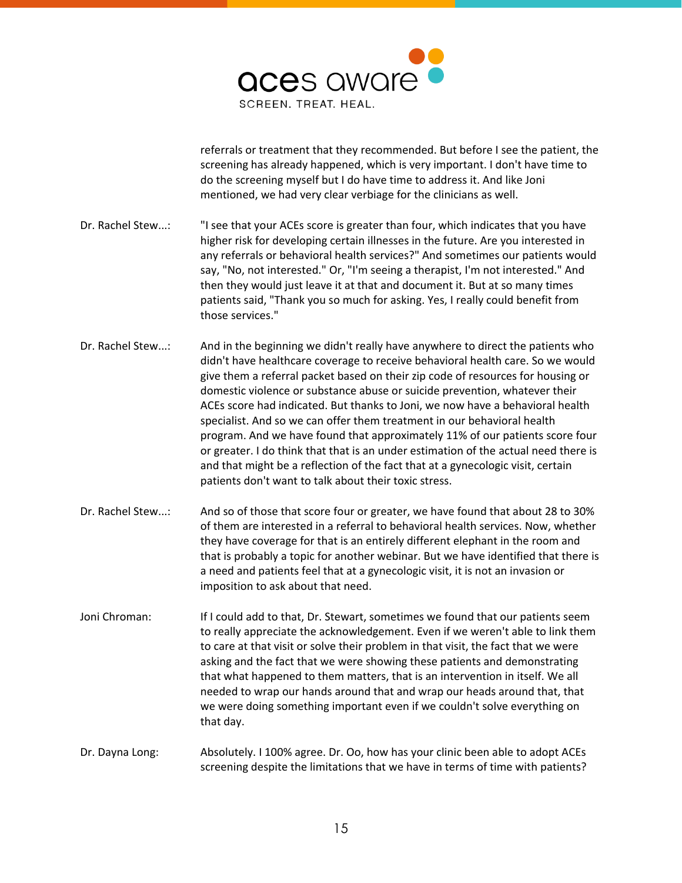referrals or treatment that they recommended. But before I see the patient, the screening has already happened, which is very important. I don't have time to do the screening myself but I do have time to address it. And like Joni mentioned, we had very clear verbiage for the clinicians as well.

Dr. Rachel Stew...: "I see that your ACEs score is greater than four, which indicates that you have higher risk for developing certain illnesses in the future. Are you interested in any referrals or behavioral health services?" And sometimes our patients would say, "No, not interested." Or, "I'm seeing a therapist, I'm not interested." And then they would just leave it at that and document it. But at so many times patients said, "Thank you so much for asking. Yes, I really could benefit from those services."

Dr. Rachel Stew...: And in the beginning we didn't really have anywhere to direct the patients who didn't have healthcare coverage to receive behavioral health care. So we would give them a referral packet based on their zip code of resources for housing or domestic violence or substance abuse or suicide prevention, whatever their ACEs score had indicated. But thanks to Joni, we now have a behavioral health specialist. And so we can offer them treatment in our behavioral health program. And we have found that approximately 11% of our patients score four or greater. I do think that that is an under estimation of the actual need there is and that might be a reflection of the fact that at a gynecologic visit, certain patients don't want to talk about their toxic stress.

Dr. Rachel Stew...: And so of those that score four or greater, we have found that about 28 to 30% of them are interested in a referral to behavioral health services. Now, whether they have coverage for that is an entirely different elephant in the room and that is probably a topic for another webinar. But we have identified that there is a need and patients feel that at a gynecologic visit, it is not an invasion or imposition to ask about that need.

Joni Chroman: If I could add to that, Dr. Stewart, sometimes we found that our patients seem to really appreciate the acknowledgement. Even if we weren't able to link them to care at that visit or solve their problem in that visit, the fact that we were asking and the fact that we were showing these patients and demonstrating that what happened to them matters, that is an intervention in itself. We all needed to wrap our hands around that and wrap our heads around that, that we were doing something important even if we couldn't solve everything on that day.

Dr. Dayna Long: Absolutely. I 100% agree. Dr. Oo, how has your clinic been able to adopt ACEs screening despite the limitations that we have in terms of time with patients?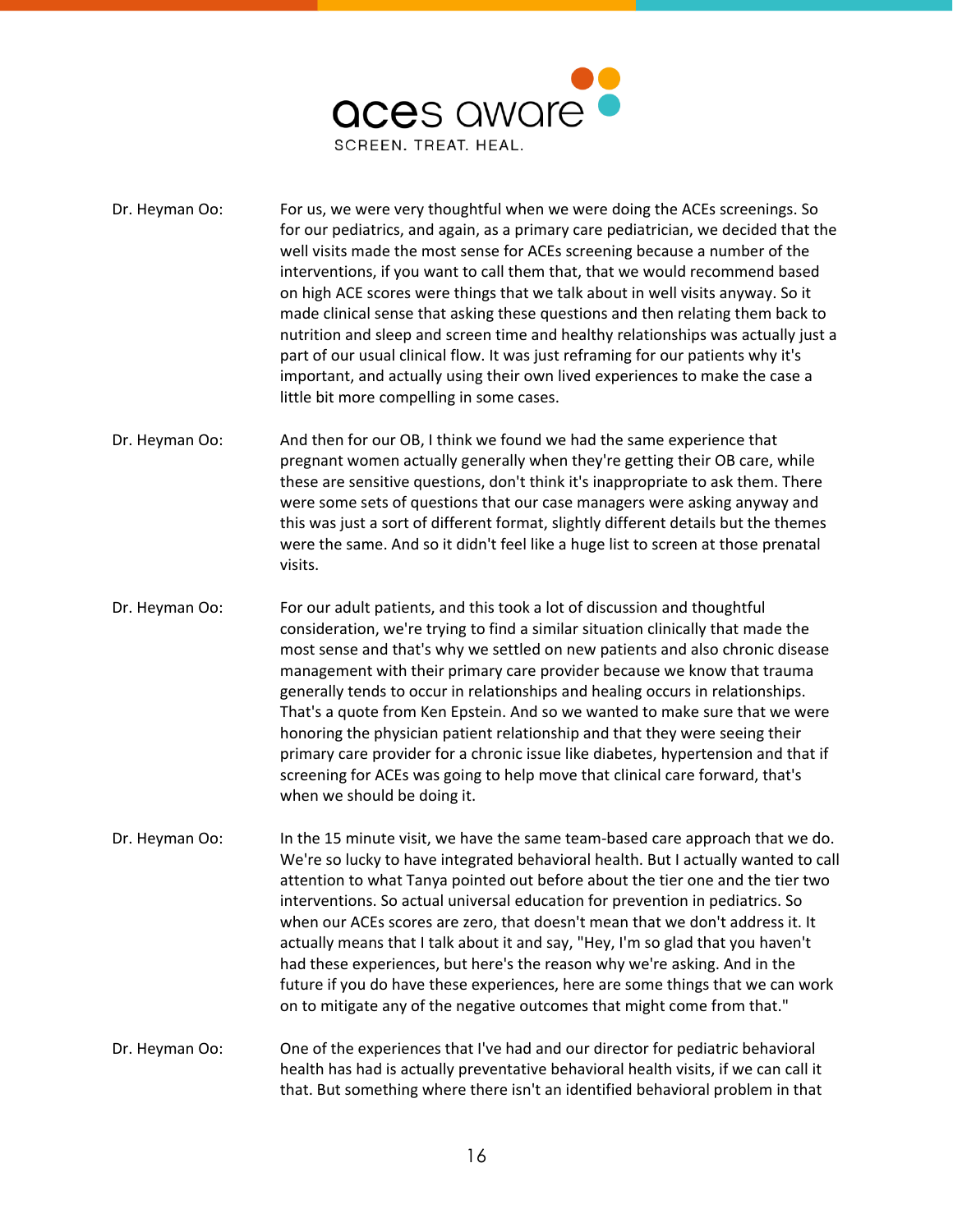Dr. Heyman Oo: For us, we were very thoughtful when we were doing the ACEs screenings. So for our pediatrics, and again, as a primary care pediatrician, we decided that the well visits made the most sense for ACEs screening because a number of the interventions, if you want to call them that, that we would recommend based on high ACE scores were things that we talk about in well visits anyway. So it made clinical sense that asking these questions and then relating them back to nutrition and sleep and screen time and healthy relationships was actually just a part of our usual clinical flow. It was just reframing for our patients why it's important, and actually using their own lived experiences to make the case a little bit more compelling in some cases.

Dr. Heyman Oo: And then for our OB, I think we found we had the same experience that pregnant women actually generally when they're getting their OB care, while these are sensitive questions, don't think it's inappropriate to ask them. There were some sets of questions that our case managers were asking anyway and this was just a sort of different format, slightly different details but the themes were the same. And so it didn't feel like a huge list to screen at those prenatal visits.

Dr. Heyman Oo: For our adult patients, and this took a lot of discussion and thoughtful consideration, we're trying to find a similar situation clinically that made the most sense and that's why we settled on new patients and also chronic disease management with their primary care provider because we know that trauma generally tends to occur in relationships and healing occurs in relationships. That's a quote from Ken Epstein. And so we wanted to make sure that we were honoring the physician patient relationship and that they were seeing their primary care provider for a chronic issue like diabetes, hypertension and that if screening for ACEs was going to help move that clinical care forward, that's when we should be doing it.

Dr. Heyman Oo: In the 15 minute visit, we have the same team-based care approach that we do. We're so lucky to have integrated behavioral health. But I actually wanted to call attention to what Tanya pointed out before about the tier one and the tier two interventions. So actual universal education for prevention in pediatrics. So when our ACEs scores are zero, that doesn't mean that we don't address it. It actually means that I talk about it and say, "Hey, I'm so glad that you haven't had these experiences, but here's the reason why we're asking. And in the future if you do have these experiences, here are some things that we can work on to mitigate any of the negative outcomes that might come from that."

Dr. Heyman Oo: One of the experiences that I've had and our director for pediatric behavioral health has had is actually preventative behavioral health visits, if we can call it that. But something where there isn't an identified behavioral problem in that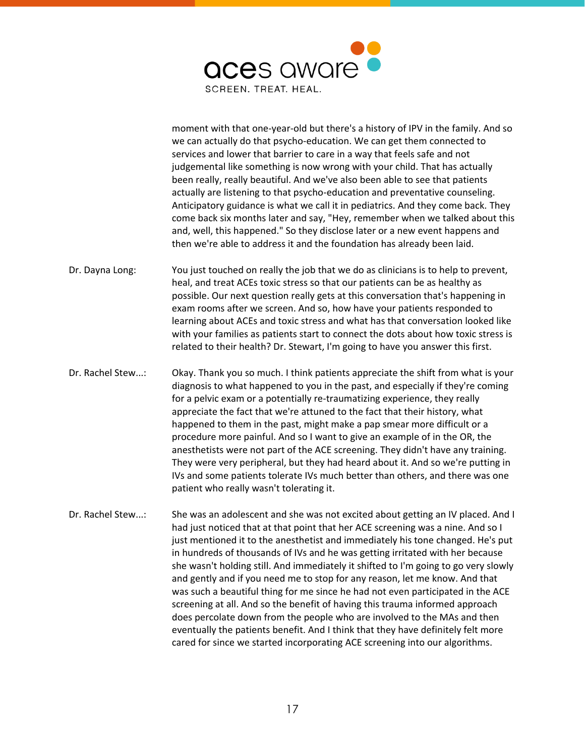moment with that one-year-old but there's a history of IPV in the family. And so we can actually do that psycho-education. We can get them connected to services and lower that barrier to care in a way that feels safe and not judgemental like something is now wrong with your child. That has actually been really, really beautiful. And we've also been able to see that patients actually are listening to that psycho-education and preventative counseling. Anticipatory guidance is what we call it in pediatrics. And they come back. They come back six months later and say, "Hey, remember when we talked about this and, well, this happened." So they disclose later or a new event happens and then we're able to address it and the foundation has already been laid.

Dr. Dayna Long: You just touched on really the job that we do as clinicians is to help to prevent, heal, and treat ACEs toxic stress so that our patients can be as healthy as possible. Our next question really gets at this conversation that's happening in exam rooms after we screen. And so, how have your patients responded to learning about ACEs and toxic stress and what has that conversation looked like with your families as patients start to connect the dots about how toxic stress is related to their health? Dr. Stewart, I'm going to have you answer this first.

Dr. Rachel Stew...: Okay. Thank you so much. I think patients appreciate the shift from what is your diagnosis to what happened to you in the past, and especially if they're coming for a pelvic exam or a potentially re-traumatizing experience, they really appreciate the fact that we're attuned to the fact that their history, what happened to them in the past, might make a pap smear more difficult or a procedure more painful. And so I want to give an example of in the OR, the anesthetists were not part of the ACE screening. They didn't have any training. They were very peripheral, but they had heard about it. And so we're putting in IVs and some patients tolerate IVs much better than others, and there was one patient who really wasn't tolerating it.

Dr. Rachel Stew...: She was an adolescent and she was not excited about getting an IV placed. And I had just noticed that at that point that her ACE screening was a nine. And so I just mentioned it to the anesthetist and immediately his tone changed. He's put in hundreds of thousands of IVs and he was getting irritated with her because she wasn't holding still. And immediately it shifted to I'm going to go very slowly and gently and if you need me to stop for any reason, let me know. And that was such a beautiful thing for me since he had not even participated in the ACE screening at all. And so the benefit of having this trauma informed approach does percolate down from the people who are involved to the MAs and then eventually the patients benefit. And I think that they have definitely felt more cared for since we started incorporating ACE screening into our algorithms.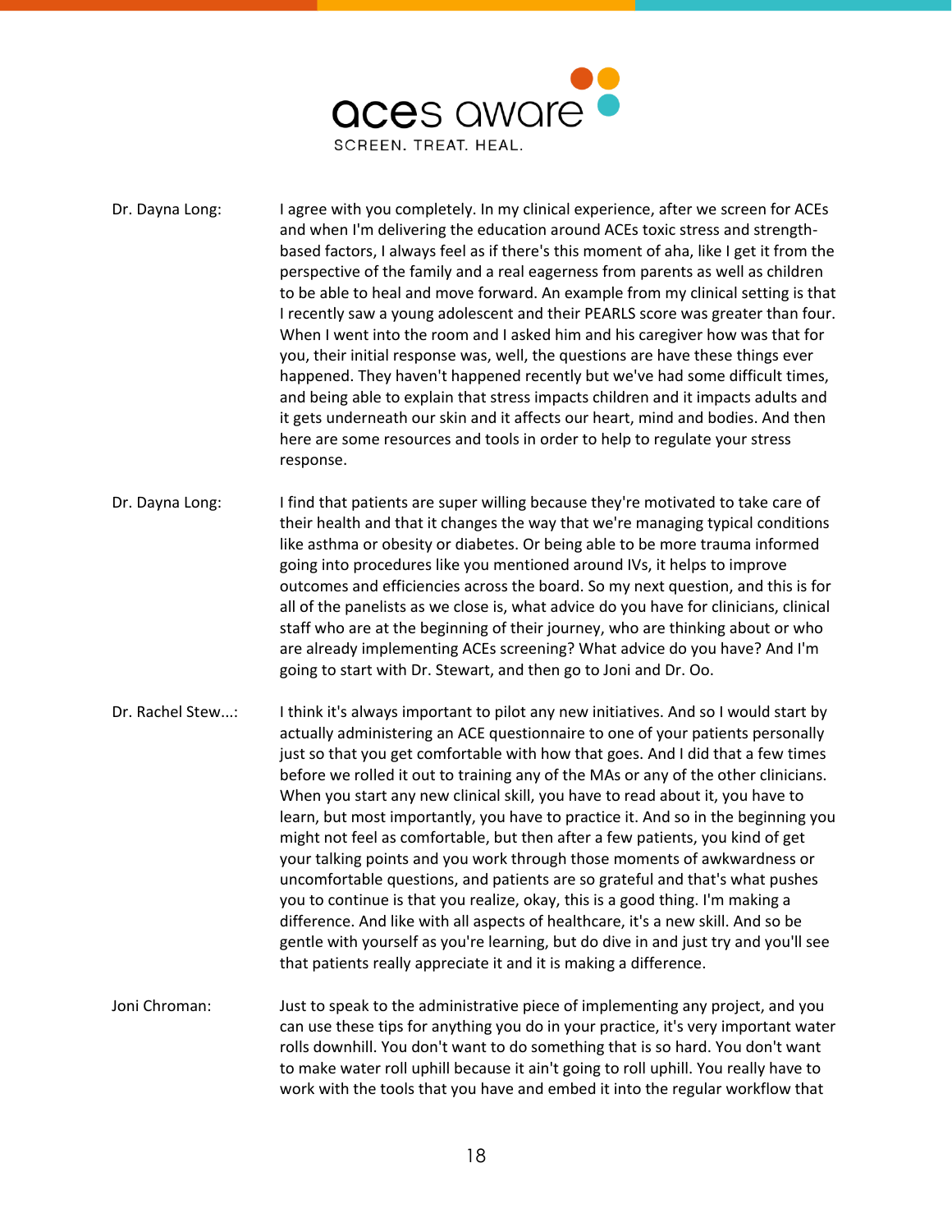Dr. Dayna Long: I agree with you completely. In my clinical experience, after we screen for ACEs and when I'm delivering the education around ACEs toxic stress and strength-based factors, I always feel as if there's this moment of aha, like I get it from the perspective of the family and a real eagerness from parents as well as children to be able to heal and move forward. An example from my clinical setting is that I recently saw a young adolescent and their PEARLS score was greater than four. When I went into the room and I asked him and his caregiver how was that for you, their initial response was, well, the questions are have these things ever happened. They haven't happened recently but we've had some difficult times, and being able to explain that stress impacts children and it impacts adults and it gets underneath our skin and it affects our heart, mind and bodies. And then here are some resources and tools in order to help to regulate your stress response.

Dr. Dayna Long: I find that patients are super willing because they're motivated to take care of their health and that it changes the way that we're managing typical conditions like asthma or obesity or diabetes. Or being able to be more trauma informed going into procedures like you mentioned around IVs, it helps to improve outcomes and efficiencies across the board. So my next question, and this is for all of the panelists as we close is, what advice do you have for clinicians, clinical staff who are at the beginning of their journey, who are thinking about or who are already implementing ACEs screening? What advice do you have? And I'm going to start with Dr. Stewart, and then go to Joni and Dr. Oo.

Dr. Rachel Stew...: I think it's always important to pilot any new initiatives. And so I would start by actually administering an ACE questionnaire to one of your patients personally just so that you get comfortable with how that goes. And I did that a few times before we rolled it out to training any of the MAs or any of the other clinicians. When you start any new clinical skill, you have to read about it, you have to learn, but most importantly, you have to practice it. And so in the beginning you might not feel as comfortable, but then after a few patients, you kind of get your talking points and you work through those moments of awkwardness or uncomfortable questions, and patients are so grateful and that's what pushes you to continue is that you realize, okay, this is a good thing. I'm making a difference. And like with all aspects of healthcare, it's a new skill. And so be gentle with yourself as you're learning, but do dive in and just try and you'll see that patients really appreciate it and it is making a difference.

Joni Chroman: Just to speak to the administrative piece of implementing any project, and you can use these tips for anything you do in your practice, it's very important water rolls downhill. You don't want to do something that is so hard. You don't want to make water roll uphill because it ain't going to roll uphill. You really have to work with the tools that you have and embed it into the regular workflow that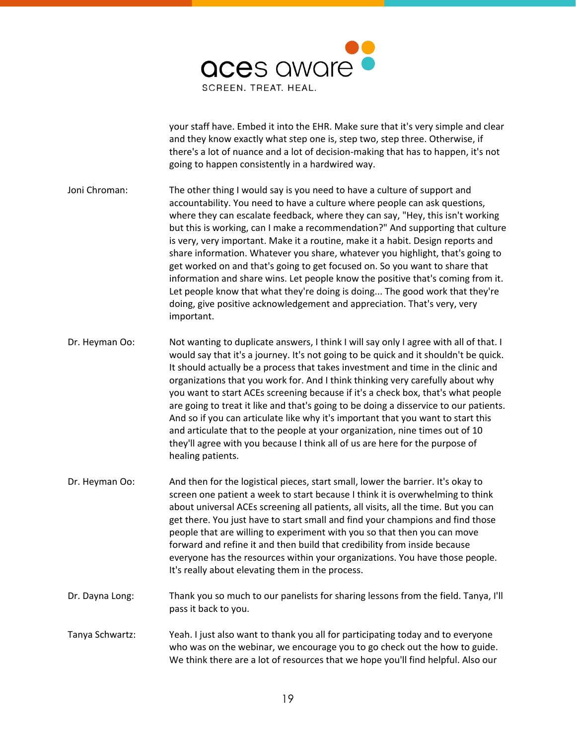your staff have. Embed it into the EHR. Make sure that it's very simple and clear and they know exactly what step one is, step two, step three. Otherwise, if there's a lot of nuance and a lot of decision-making that has to happen, it's not going to happen consistently in a hardwired way.

Joni Chroman: The other thing I would say is you need to have a culture of support and accountability. You need to have a culture where people can ask questions, where they can escalate feedback, where they can say, "Hey, this isn't working but this is working, can I make a recommendation?" And supporting that culture is very, very important. Make it a routine, make it a habit. Design reports and share information. Whatever you share, whatever you highlight, that's going to get worked on and that's going to get focused on. So you want to share that information and share wins. Let people know the positive that's coming from it. Let people know that what they're doing is doing... The good work that they're doing, give positive acknowledgement and appreciation. That's very, very important.

Dr. Heyman Oo: Not wanting to duplicate answers, I think I will say only I agree with all of that. I would say that it's a journey. It's not going to be quick and it shouldn't be quick. It should actually be a process that takes investment and time in the clinic and organizations that you work for. And I think thinking very carefully about why you want to start ACEs screening because if it's a check box, that's what people are going to treat it like and that's going to be doing a disservice to our patients. And so if you can articulate like why it's important that you want to start this and articulate that to the people at your organization, nine times out of 10 they'll agree with you because I think all of us are here for the purpose of healing patients.

Dr. Heyman Oo: And then for the logistical pieces, start small, lower the barrier. It's okay to screen one patient a week to start because I think it is overwhelming to think about universal ACEs screening all patients, all visits, all the time. But you can get there. You just have to start small and find your champions and find those people that are willing to experiment with you so that then you can move forward and refine it and then build that credibility from inside because everyone has the resources within your organizations. You have those people. It's really about elevating them in the process.

Dr. Dayna Long: Thank you so much to our panelists for sharing lessons from the field. Tanya, I'll pass it back to you.

Tanya Schwartz: Yeah. I just also want to thank you all for participating today and to everyone who was on the webinar, we encourage you to go check out the how to guide. We think there are a lot of resources that we hope you'll find helpful. Also our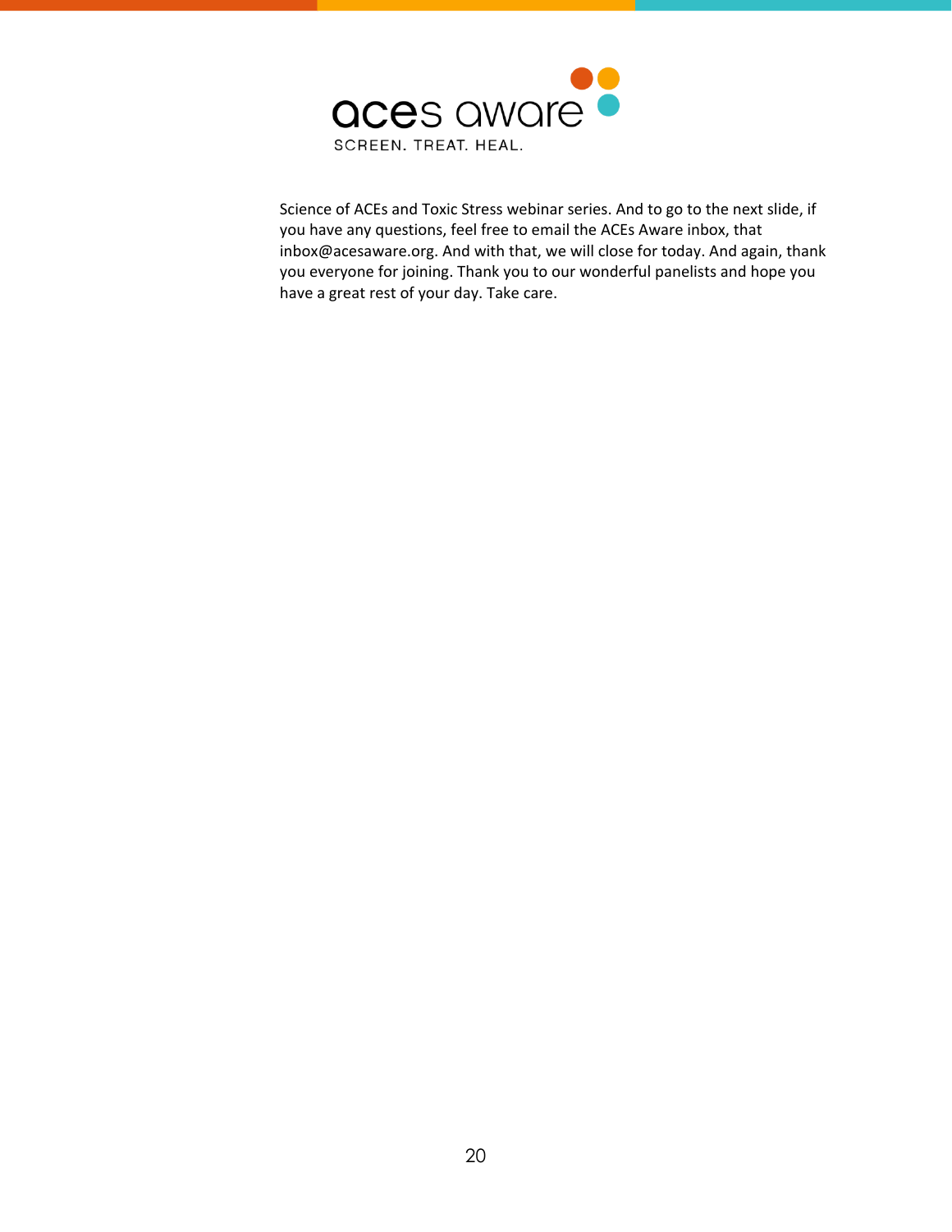Science of ACEs and Toxic Stress webinar series. And to go to the next slide, if you have any questions, feel free to email the ACEs Aware inbox, that inbox@acesaware.org. And with that, we will close for today. And again, thank you everyone for joining. Thank you to our wonderful panelists and hope you have a great rest of your day. Take care.